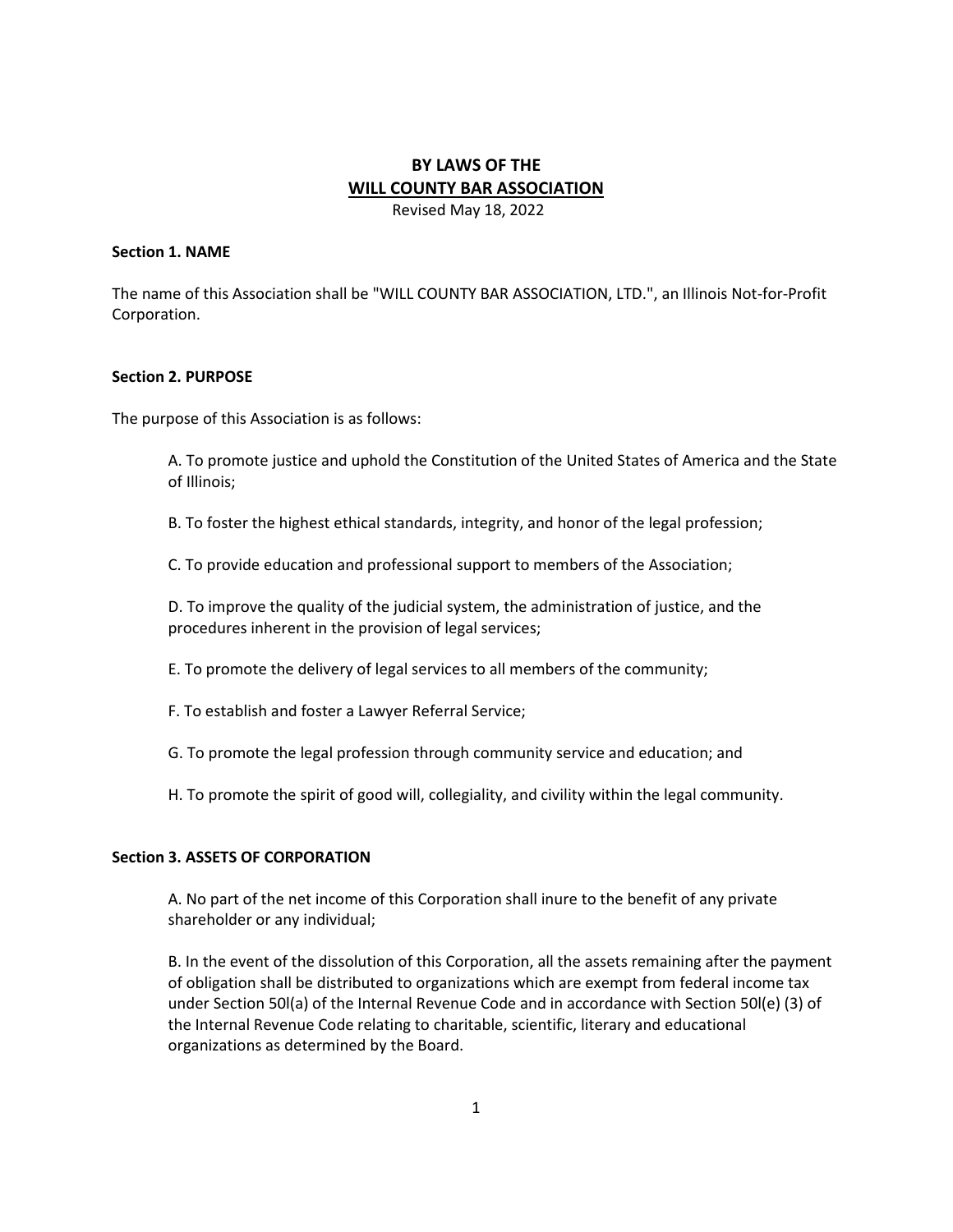# BY LAWS OF THE
# WILL COUNTY BAR ASSOCIATION

Revised May 18, 2022

**Section 1. NAME**

The name of this Association shall be "WILL COUNTY BAR ASSOCIATION, LTD.", an Illinois Not-for-Profit Corporation.

**Section 2. PURPOSE**

The purpose of this Association is as follows:

A. To promote justice and uphold the Constitution of the United States of America and the State of Illinois;

B. To foster the highest ethical standards, integrity, and honor of the legal profession;

C. To provide education and professional support to members of the Association;

D. To improve the quality of the judicial system, the administration of justice, and the procedures inherent in the provision of legal services;

E. To promote the delivery of legal services to all members of the community;

F. To establish and foster a Lawyer Referral Service;

G. To promote the legal profession through community service and education; and

H. To promote the spirit of good will, collegiality, and civility within the legal community.

**Section 3. ASSETS OF CORPORATION**

A. No part of the net income of this Corporation shall inure to the benefit of any private shareholder or any individual;

B. In the event of the dissolution of this Corporation, all the assets remaining after the payment of obligation shall be distributed to organizations which are exempt from federal income tax under Section 50l(a) of the Internal Revenue Code and in accordance with Section 50l(e) (3) of the Internal Revenue Code relating to charitable, scientific, literary and educational organizations as determined by the Board.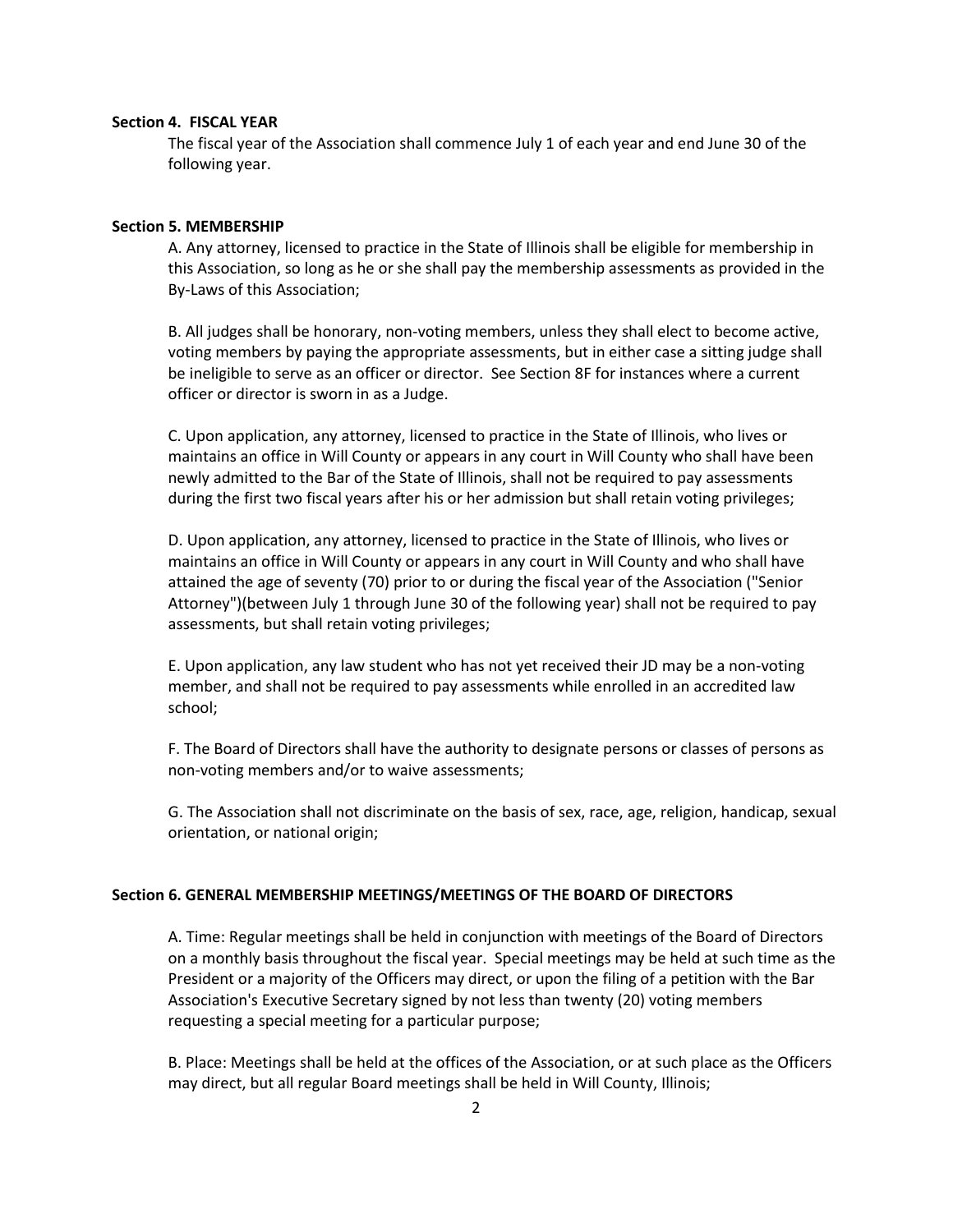**Section 4. FISCAL YEAR**

The fiscal year of the Association shall commence July 1 of each year and end June 30 of the following year.

**Section 5. MEMBERSHIP**

A. Any attorney, licensed to practice in the State of Illinois shall be eligible for membership in this Association, so long as he or she shall pay the membership assessments as provided in the By-Laws of this Association;

B. All judges shall be honorary, non-voting members, unless they shall elect to become active, voting members by paying the appropriate assessments, but in either case a sitting judge shall be ineligible to serve as an officer or director. See Section 8F for instances where a current officer or director is sworn in as a Judge.

C. Upon application, any attorney, licensed to practice in the State of Illinois, who lives or maintains an office in Will County or appears in any court in Will County who shall have been newly admitted to the Bar of the State of Illinois, shall not be required to pay assessments during the first two fiscal years after his or her admission but shall retain voting privileges;

D. Upon application, any attorney, licensed to practice in the State of Illinois, who lives or maintains an office in Will County or appears in any court in Will County and who shall have attained the age of seventy (70) prior to or during the fiscal year of the Association ("Senior Attorney")(between July 1 through June 30 of the following year) shall not be required to pay assessments, but shall retain voting privileges;

E. Upon application, any law student who has not yet received their JD may be a non-voting member, and shall not be required to pay assessments while enrolled in an accredited law school;

F. The Board of Directors shall have the authority to designate persons or classes of persons as non-voting members and/or to waive assessments;

G. The Association shall not discriminate on the basis of sex, race, age, religion, handicap, sexual orientation, or national origin;

**Section 6. GENERAL MEMBERSHIP MEETINGS/MEETINGS OF THE BOARD OF DIRECTORS**

A. Time: Regular meetings shall be held in conjunction with meetings of the Board of Directors on a monthly basis throughout the fiscal year. Special meetings may be held at such time as the President or a majority of the Officers may direct, or upon the filing of a petition with the Bar Association's Executive Secretary signed by not less than twenty (20) voting members requesting a special meeting for a particular purpose;

B. Place: Meetings shall be held at the offices of the Association, or at such place as the Officers may direct, but all regular Board meetings shall be held in Will County, Illinois;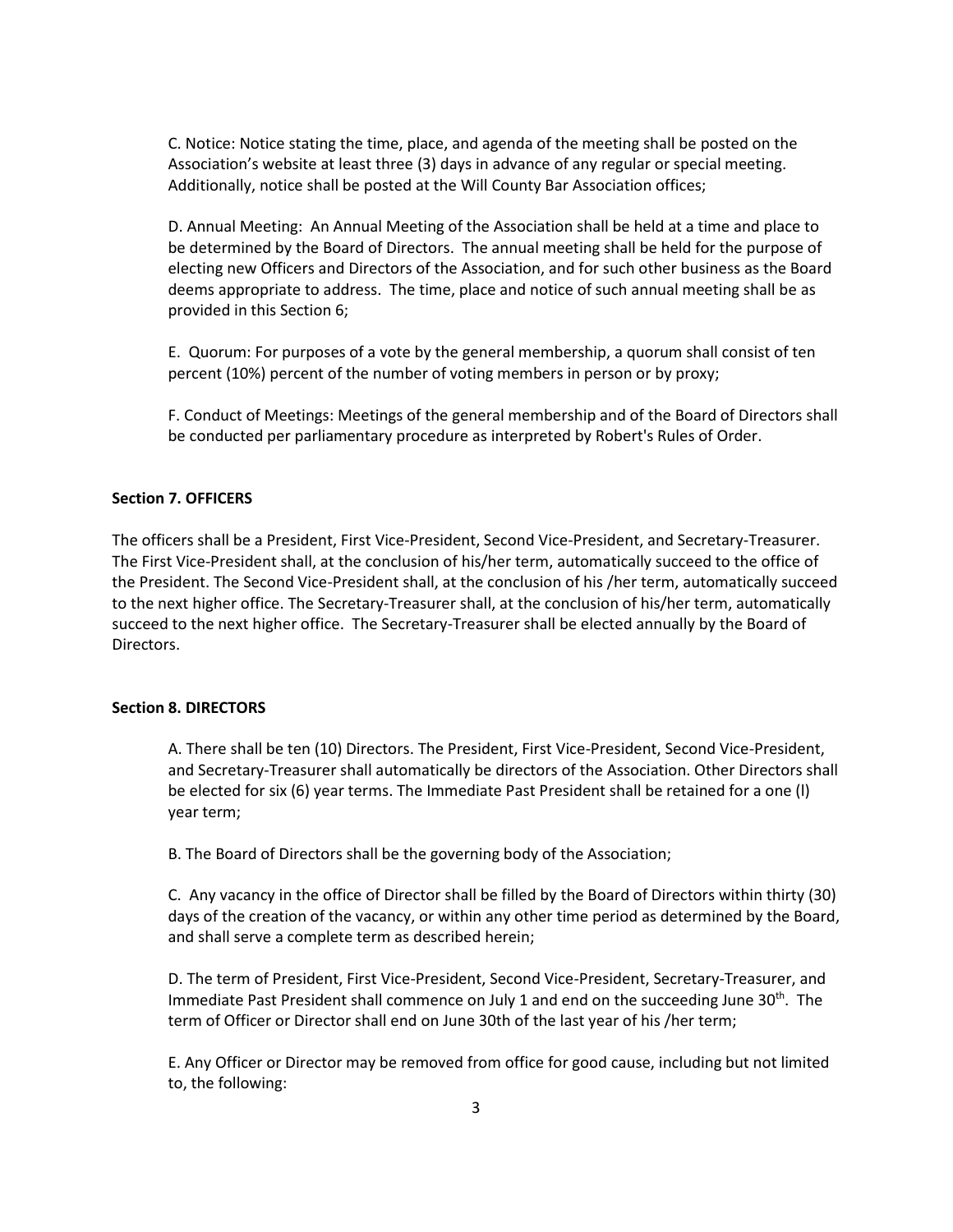C. Notice: Notice stating the time, place, and agenda of the meeting shall be posted on the Association's website at least three (3) days in advance of any regular or special meeting. Additionally, notice shall be posted at the Will County Bar Association offices;

D. Annual Meeting: An Annual Meeting of the Association shall be held at a time and place to be determined by the Board of Directors. The annual meeting shall be held for the purpose of electing new Officers and Directors of the Association, and for such other business as the Board deems appropriate to address. The time, place and notice of such annual meeting shall be as provided in this Section 6;

E. Quorum: For purposes of a vote by the general membership, a quorum shall consist of ten percent (10%) percent of the number of voting members in person or by proxy;

F. Conduct of Meetings: Meetings of the general membership and of the Board of Directors shall be conducted per parliamentary procedure as interpreted by Robert's Rules of Order.

**Section 7. OFFICERS**

The officers shall be a President, First Vice-President, Second Vice-President, and Secretary-Treasurer. The First Vice-President shall, at the conclusion of his/her term, automatically succeed to the office of the President. The Second Vice-President shall, at the conclusion of his /her term, automatically succeed to the next higher office. The Secretary-Treasurer shall, at the conclusion of his/her term, automatically succeed to the next higher office. The Secretary-Treasurer shall be elected annually by the Board of Directors.

**Section 8. DIRECTORS**

A. There shall be ten (10) Directors. The President, First Vice-President, Second Vice-President, and Secretary-Treasurer shall automatically be directors of the Association. Other Directors shall be elected for six (6) year terms. The Immediate Past President shall be retained for a one (l) year term;

B. The Board of Directors shall be the governing body of the Association;

C. Any vacancy in the office of Director shall be filled by the Board of Directors within thirty (30) days of the creation of the vacancy, or within any other time period as determined by the Board, and shall serve a complete term as described herein;

D. The term of President, First Vice-President, Second Vice-President, Secretary-Treasurer, and Immediate Past President shall commence on July 1 and end on the succeeding June 30th. The term of Officer or Director shall end on June 30th of the last year of his /her term;

E. Any Officer or Director may be removed from office for good cause, including but not limited to, the following: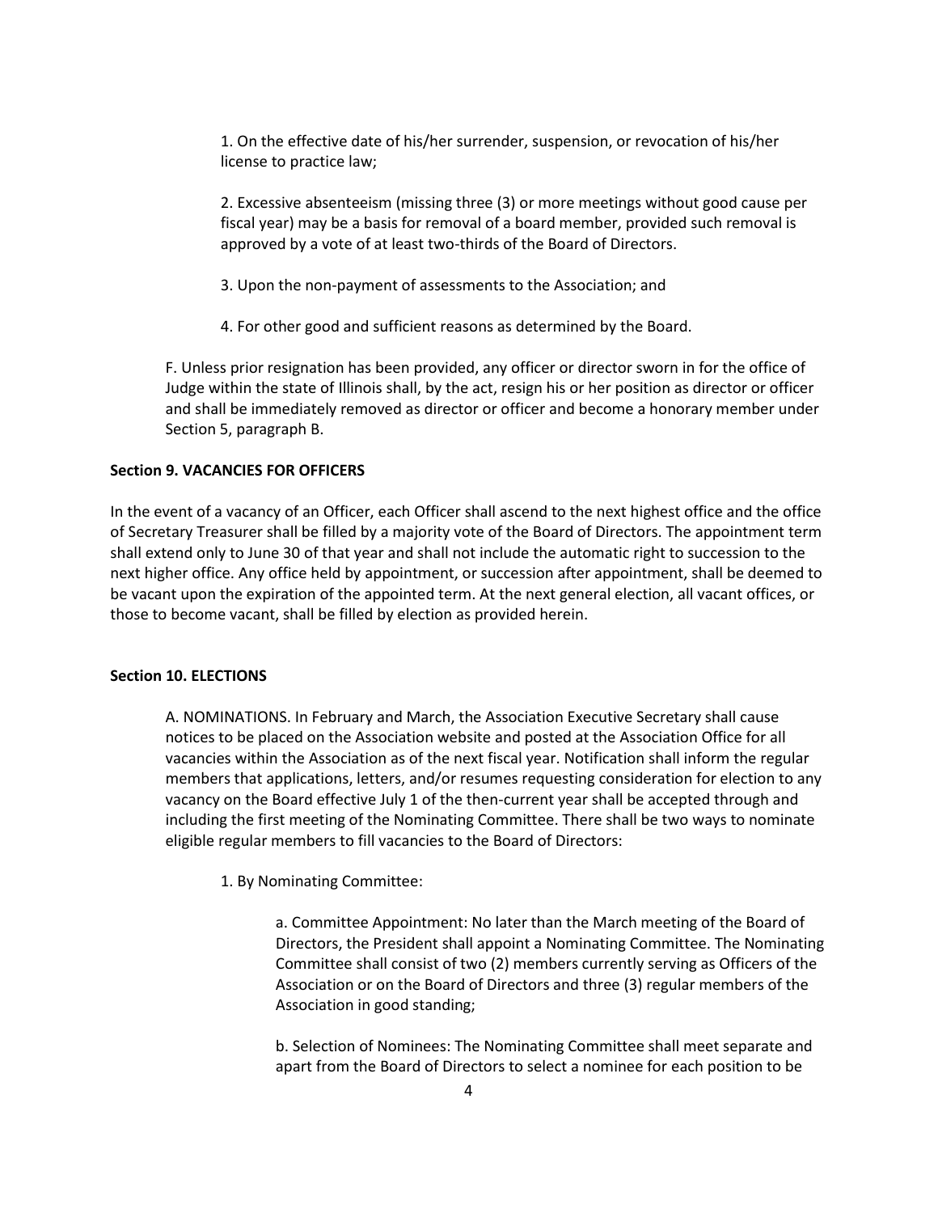1. On the effective date of his/her surrender, suspension, or revocation of his/her license to practice law;

2. Excessive absenteeism (missing three (3) or more meetings without good cause per fiscal year) may be a basis for removal of a board member, provided such removal is approved by a vote of at least two-thirds of the Board of Directors.

3. Upon the non-payment of assessments to the Association; and

4. For other good and sufficient reasons as determined by the Board.

F. Unless prior resignation has been provided, any officer or director sworn in for the office of Judge within the state of Illinois shall, by the act, resign his or her position as director or officer and shall be immediately removed as director or officer and become a honorary member under Section 5, paragraph B.

**Section 9. VACANCIES FOR OFFICERS**

In the event of a vacancy of an Officer, each Officer shall ascend to the next highest office and the office of Secretary Treasurer shall be filled by a majority vote of the Board of Directors. The appointment term shall extend only to June 30 of that year and shall not include the automatic right to succession to the next higher office. Any office held by appointment, or succession after appointment, shall be deemed to be vacant upon the expiration of the appointed term. At the next general election, all vacant offices, or those to become vacant, shall be filled by election as provided herein.

**Section 10. ELECTIONS**

A. NOMINATIONS. In February and March, the Association Executive Secretary shall cause notices to be placed on the Association website and posted at the Association Office for all vacancies within the Association as of the next fiscal year. Notification shall inform the regular members that applications, letters, and/or resumes requesting consideration for election to any vacancy on the Board effective July 1 of the then-current year shall be accepted through and including the first meeting of the Nominating Committee. There shall be two ways to nominate eligible regular members to fill vacancies to the Board of Directors:

1. By Nominating Committee:

a. Committee Appointment: No later than the March meeting of the Board of Directors, the President shall appoint a Nominating Committee. The Nominating Committee shall consist of two (2) members currently serving as Officers of the Association or on the Board of Directors and three (3) regular members of the Association in good standing;

b. Selection of Nominees: The Nominating Committee shall meet separate and apart from the Board of Directors to select a nominee for each position to be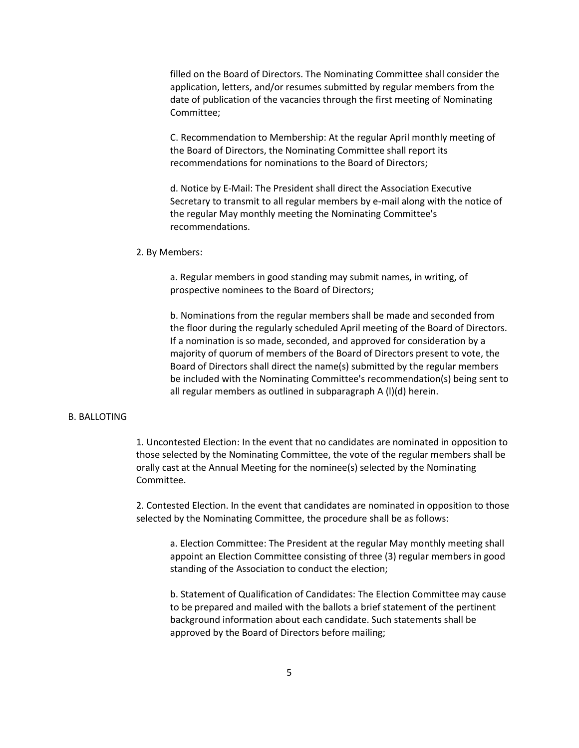filled on the Board of Directors. The Nominating Committee shall consider the application, letters, and/or resumes submitted by regular members from the date of publication of the vacancies through the first meeting of Nominating Committee;

C. Recommendation to Membership: At the regular April monthly meeting of the Board of Directors, the Nominating Committee shall report its recommendations for nominations to the Board of Directors;

d. Notice by E-Mail: The President shall direct the Association Executive Secretary to transmit to all regular members by e-mail along with the notice of the regular May monthly meeting the Nominating Committee's recommendations.

2. By Members:

a. Regular members in good standing may submit names, in writing, of prospective nominees to the Board of Directors;

b. Nominations from the regular members shall be made and seconded from the floor during the regularly scheduled April meeting of the Board of Directors. If a nomination is so made, seconded, and approved for consideration by a majority of quorum of members of the Board of Directors present to vote, the Board of Directors shall direct the name(s) submitted by the regular members be included with the Nominating Committee's recommendation(s) being sent to all regular members as outlined in subparagraph A (l)(d) herein.

B. BALLOTING

1. Uncontested Election: In the event that no candidates are nominated in opposition to those selected by the Nominating Committee, the vote of the regular members shall be orally cast at the Annual Meeting for the nominee(s) selected by the Nominating Committee.

2. Contested Election. In the event that candidates are nominated in opposition to those selected by the Nominating Committee, the procedure shall be as follows:

a. Election Committee: The President at the regular May monthly meeting shall appoint an Election Committee consisting of three (3) regular members in good standing of the Association to conduct the election;

b. Statement of Qualification of Candidates: The Election Committee may cause to be prepared and mailed with the ballots a brief statement of the pertinent background information about each candidate. Such statements shall be approved by the Board of Directors before mailing;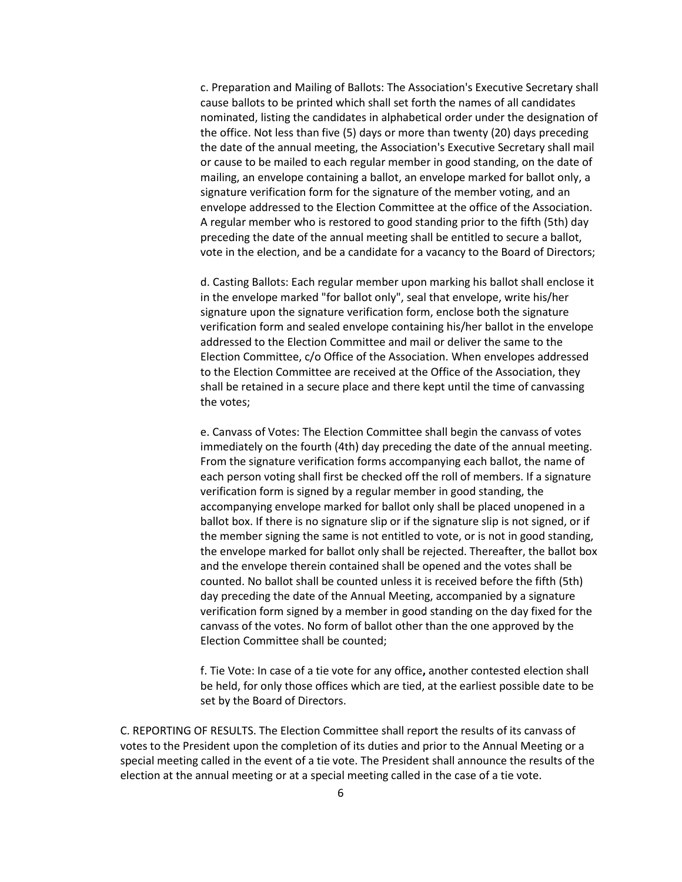c. Preparation and Mailing of Ballots: The Association's Executive Secretary shall cause ballots to be printed which shall set forth the names of all candidates nominated, listing the candidates in alphabetical order under the designation of the office. Not less than five (5) days or more than twenty (20) days preceding the date of the annual meeting, the Association's Executive Secretary shall mail or cause to be mailed to each regular member in good standing, on the date of mailing, an envelope containing a ballot, an envelope marked for ballot only, a signature verification form for the signature of the member voting, and an envelope addressed to the Election Committee at the office of the Association. A regular member who is restored to good standing prior to the fifth (5th) day preceding the date of the annual meeting shall be entitled to secure a ballot, vote in the election, and be a candidate for a vacancy to the Board of Directors;

d. Casting Ballots: Each regular member upon marking his ballot shall enclose it in the envelope marked "for ballot only", seal that envelope, write his/her signature upon the signature verification form, enclose both the signature verification form and sealed envelope containing his/her ballot in the envelope addressed to the Election Committee and mail or deliver the same to the Election Committee, c/o Office of the Association. When envelopes addressed to the Election Committee are received at the Office of the Association, they shall be retained in a secure place and there kept until the time of canvassing the votes;

e. Canvass of Votes: The Election Committee shall begin the canvass of votes immediately on the fourth (4th) day preceding the date of the annual meeting. From the signature verification forms accompanying each ballot, the name of each person voting shall first be checked off the roll of members. If a signature verification form is signed by a regular member in good standing, the accompanying envelope marked for ballot only shall be placed unopened in a ballot box. If there is no signature slip or if the signature slip is not signed, or if the member signing the same is not entitled to vote, or is not in good standing, the envelope marked for ballot only shall be rejected. Thereafter, the ballot box and the envelope therein contained shall be opened and the votes shall be counted. No ballot shall be counted unless it is received before the fifth (5th) day preceding the date of the Annual Meeting, accompanied by a signature verification form signed by a member in good standing on the day fixed for the canvass of the votes. No form of ballot other than the one approved by the Election Committee shall be counted;

f. Tie Vote: In case of a tie vote for any office**,** another contested election shall be held, for only those offices which are tied, at the earliest possible date to be set by the Board of Directors.

C. REPORTING OF RESULTS. The Election Committee shall report the results of its canvass of votes to the President upon the completion of its duties and prior to the Annual Meeting or a special meeting called in the event of a tie vote. The President shall announce the results of the election at the annual meeting or at a special meeting called in the case of a tie vote.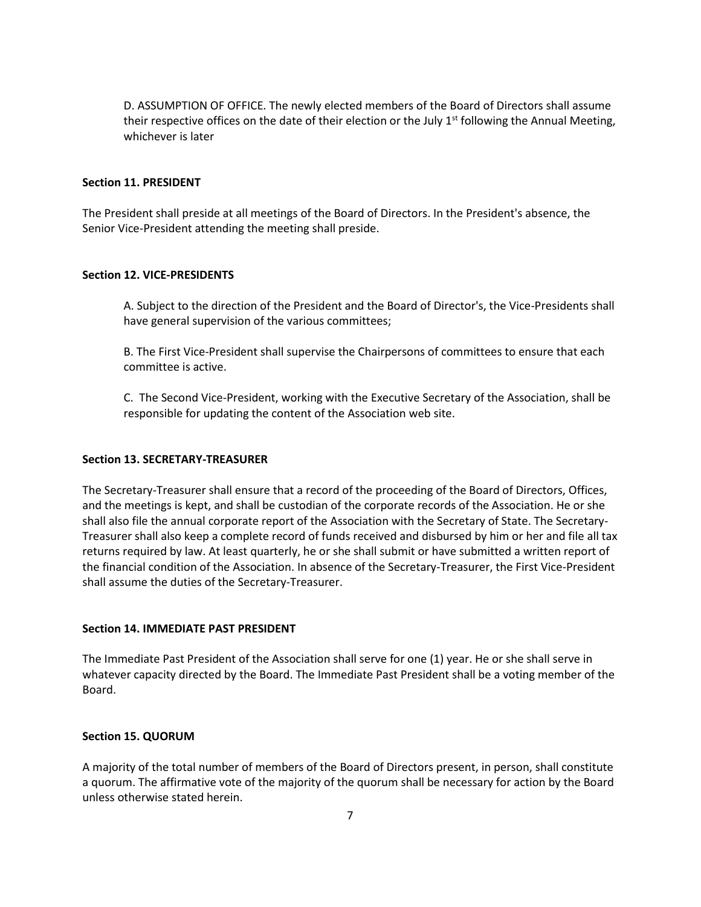D. ASSUMPTION OF OFFICE. The newly elected members of the Board of Directors shall assume their respective offices on the date of their election or the July 1st following the Annual Meeting, whichever is later

**Section 11. PRESIDENT**

The President shall preside at all meetings of the Board of Directors. In the President's absence, the Senior Vice-President attending the meeting shall preside.

**Section 12. VICE-PRESIDENTS**

A. Subject to the direction of the President and the Board of Director's, the Vice-Presidents shall have general supervision of the various committees;

B. The First Vice-President shall supervise the Chairpersons of committees to ensure that each committee is active.

C. The Second Vice-President, working with the Executive Secretary of the Association, shall be responsible for updating the content of the Association web site.

**Section 13. SECRETARY-TREASURER**

The Secretary-Treasurer shall ensure that a record of the proceeding of the Board of Directors, Offices, and the meetings is kept, and shall be custodian of the corporate records of the Association. He or she shall also file the annual corporate report of the Association with the Secretary of State. The Secretary-Treasurer shall also keep a complete record of funds received and disbursed by him or her and file all tax returns required by law. At least quarterly, he or she shall submit or have submitted a written report of the financial condition of the Association. In absence of the Secretary-Treasurer, the First Vice-President shall assume the duties of the Secretary-Treasurer.

**Section 14. IMMEDIATE PAST PRESIDENT**

The Immediate Past President of the Association shall serve for one (1) year. He or she shall serve in whatever capacity directed by the Board. The Immediate Past President shall be a voting member of the Board.

**Section 15. QUORUM**

A majority of the total number of members of the Board of Directors present, in person, shall constitute a quorum. The affirmative vote of the majority of the quorum shall be necessary for action by the Board unless otherwise stated herein.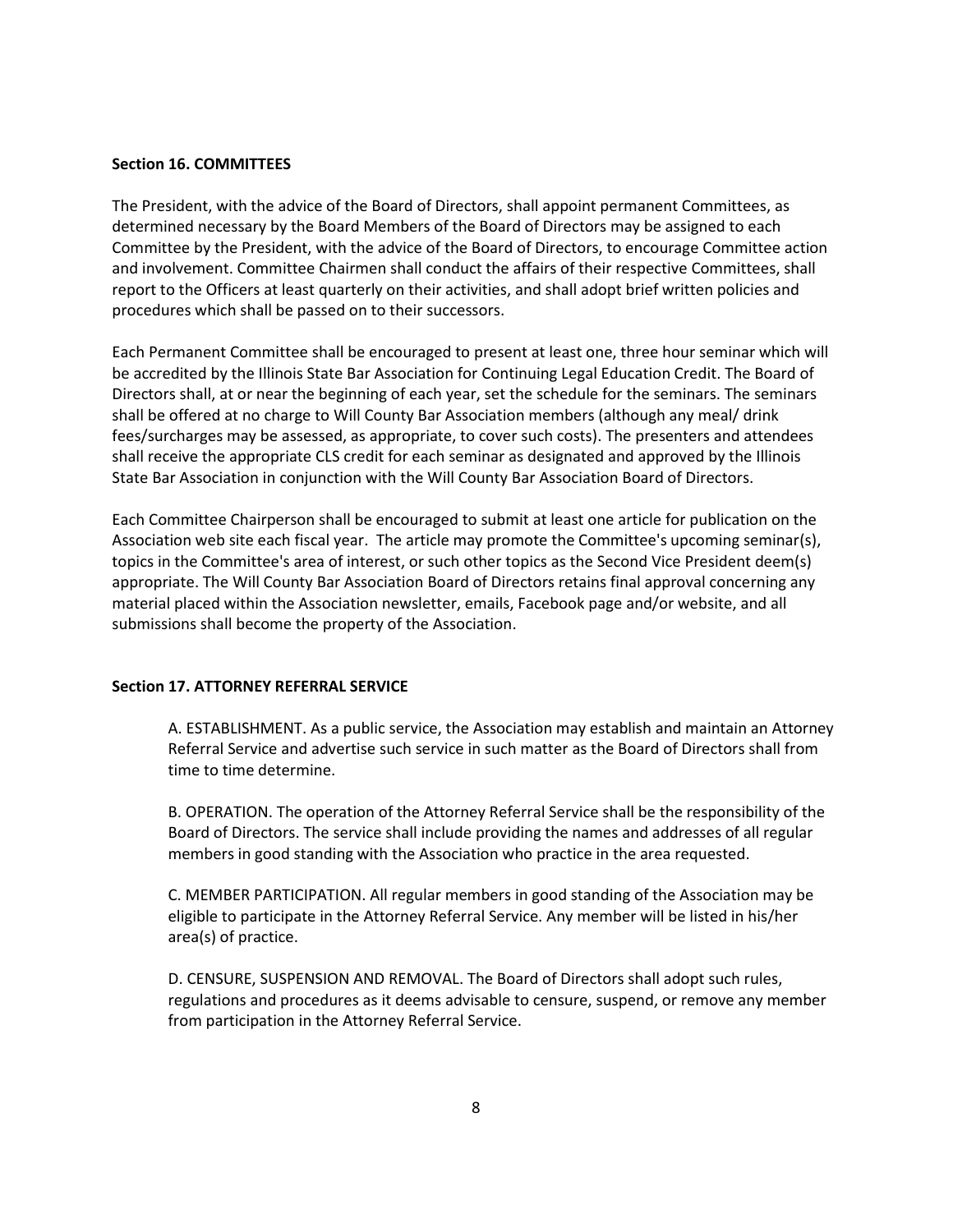**Section 16. COMMITTEES**

The President, with the advice of the Board of Directors, shall appoint permanent Committees, as determined necessary by the Board Members of the Board of Directors may be assigned to each Committee by the President, with the advice of the Board of Directors, to encourage Committee action and involvement. Committee Chairmen shall conduct the affairs of their respective Committees, shall report to the Officers at least quarterly on their activities, and shall adopt brief written policies and procedures which shall be passed on to their successors.

Each Permanent Committee shall be encouraged to present at least one, three hour seminar which will be accredited by the Illinois State Bar Association for Continuing Legal Education Credit. The Board of Directors shall, at or near the beginning of each year, set the schedule for the seminars. The seminars shall be offered at no charge to Will County Bar Association members (although any meal/ drink fees/surcharges may be assessed, as appropriate, to cover such costs). The presenters and attendees shall receive the appropriate CLS credit for each seminar as designated and approved by the Illinois State Bar Association in conjunction with the Will County Bar Association Board of Directors.

Each Committee Chairperson shall be encouraged to submit at least one article for publication on the Association web site each fiscal year. The article may promote the Committee's upcoming seminar(s), topics in the Committee's area of interest, or such other topics as the Second Vice President deem(s) appropriate. The Will County Bar Association Board of Directors retains final approval concerning any material placed within the Association newsletter, emails, Facebook page and/or website, and all submissions shall become the property of the Association.

**Section 17. ATTORNEY REFERRAL SERVICE**

A. ESTABLISHMENT. As a public service, the Association may establish and maintain an Attorney Referral Service and advertise such service in such matter as the Board of Directors shall from time to time determine.

B. OPERATION. The operation of the Attorney Referral Service shall be the responsibility of the Board of Directors. The service shall include providing the names and addresses of all regular members in good standing with the Association who practice in the area requested.

C. MEMBER PARTICIPATION. All regular members in good standing of the Association may be eligible to participate in the Attorney Referral Service. Any member will be listed in his/her area(s) of practice.

D. CENSURE, SUSPENSION AND REMOVAL. The Board of Directors shall adopt such rules, regulations and procedures as it deems advisable to censure, suspend, or remove any member from participation in the Attorney Referral Service.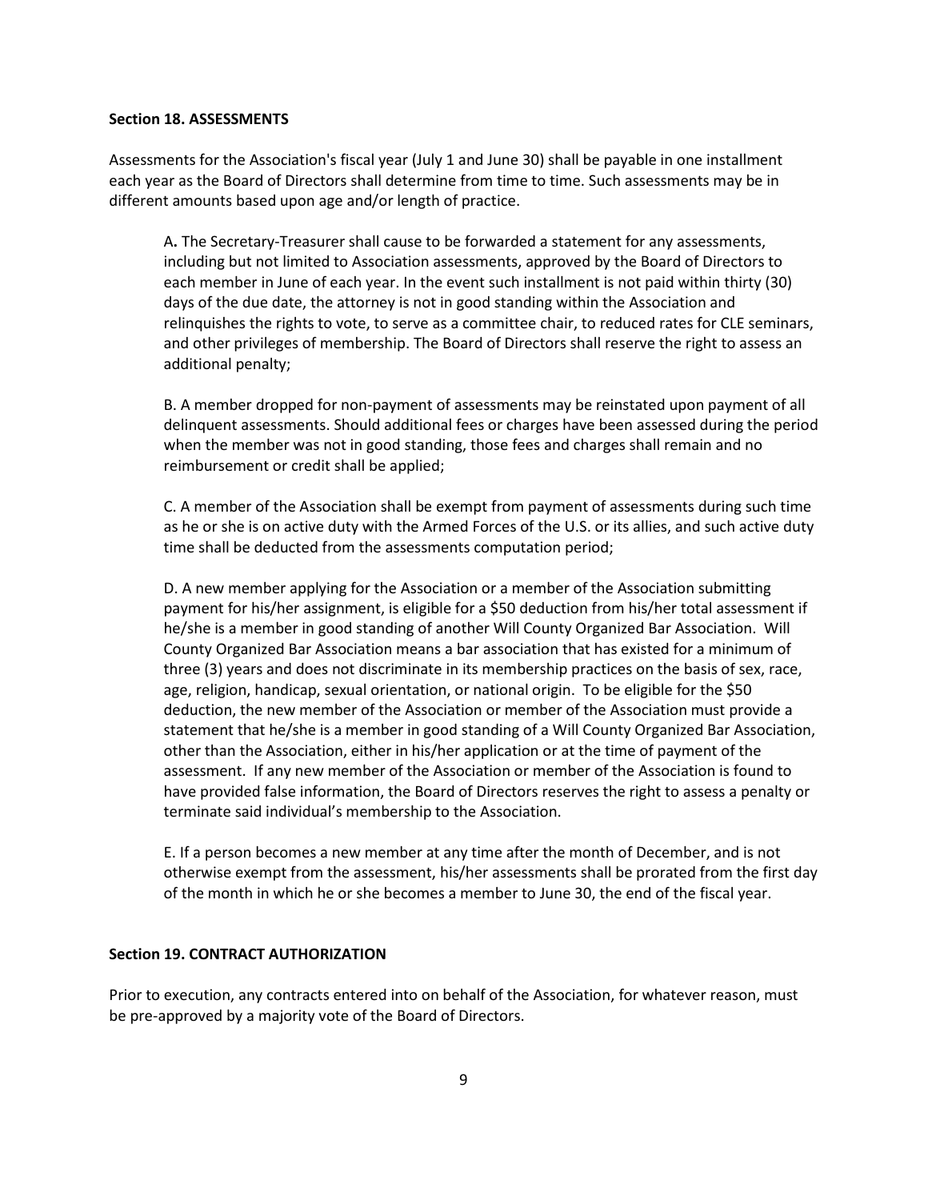**Section 18. ASSESSMENTS**

Assessments for the Association's fiscal year (July 1 and June 30) shall be payable in one installment each year as the Board of Directors shall determine from time to time. Such assessments may be in different amounts based upon age and/or length of practice.

A**.** The Secretary-Treasurer shall cause to be forwarded a statement for any assessments, including but not limited to Association assessments, approved by the Board of Directors to each member in June of each year. In the event such installment is not paid within thirty (30) days of the due date, the attorney is not in good standing within the Association and relinquishes the rights to vote, to serve as a committee chair, to reduced rates for CLE seminars, and other privileges of membership. The Board of Directors shall reserve the right to assess an additional penalty;

B. A member dropped for non-payment of assessments may be reinstated upon payment of all delinquent assessments. Should additional fees or charges have been assessed during the period when the member was not in good standing, those fees and charges shall remain and no reimbursement or credit shall be applied;

C. A member of the Association shall be exempt from payment of assessments during such time as he or she is on active duty with the Armed Forces of the U.S. or its allies, and such active duty time shall be deducted from the assessments computation period;

D. A new member applying for the Association or a member of the Association submitting payment for his/her assignment, is eligible for a $50 deduction from his/her total assessment if he/she is a member in good standing of another Will County Organized Bar Association. Will County Organized Bar Association means a bar association that has existed for a minimum of three (3) years and does not discriminate in its membership practices on the basis of sex, race, age, religion, handicap, sexual orientation, or national origin. To be eligible for the $50 deduction, the new member of the Association or member of the Association must provide a statement that he/she is a member in good standing of a Will County Organized Bar Association, other than the Association, either in his/her application or at the time of payment of the assessment. If any new member of the Association or member of the Association is found to have provided false information, the Board of Directors reserves the right to assess a penalty or terminate said individual's membership to the Association.

E. If a person becomes a new member at any time after the month of December, and is not otherwise exempt from the assessment, his/her assessments shall be prorated from the first day of the month in which he or she becomes a member to June 30, the end of the fiscal year.

**Section 19. CONTRACT AUTHORIZATION**

Prior to execution, any contracts entered into on behalf of the Association, for whatever reason, must be pre-approved by a majority vote of the Board of Directors.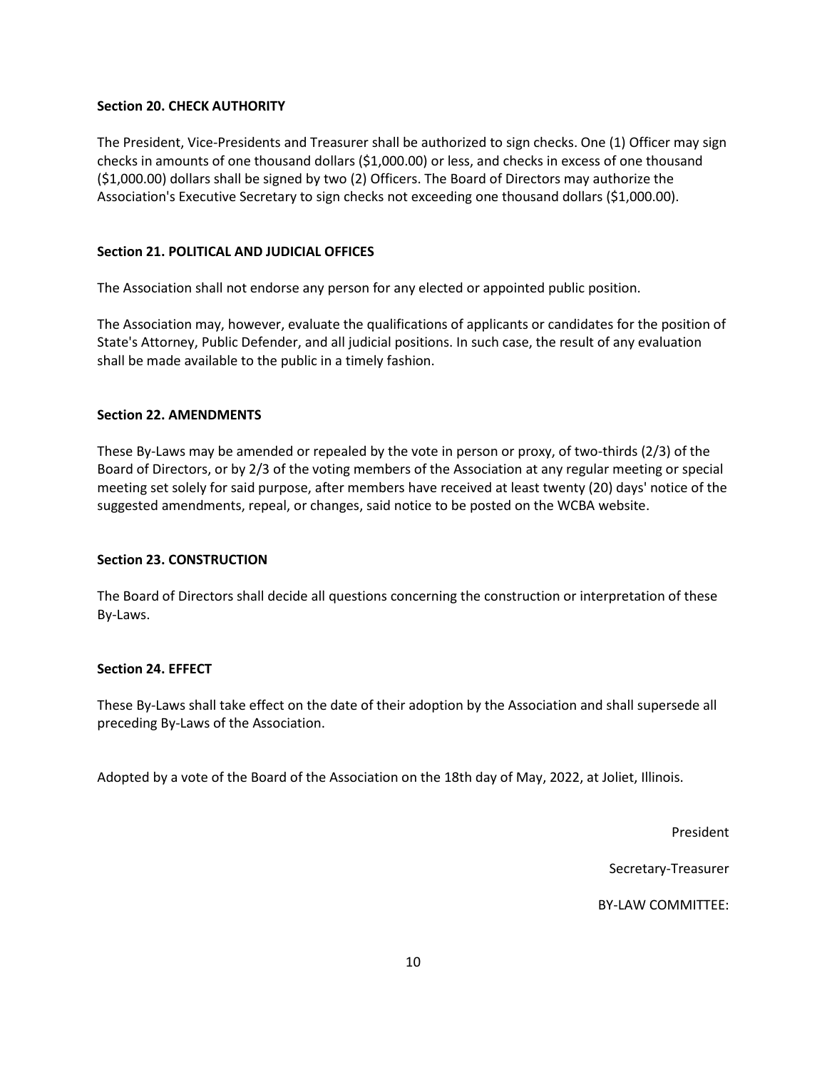**Section 20. CHECK AUTHORITY**

The President, Vice-Presidents and Treasurer shall be authorized to sign checks. One (1) Officer may sign checks in amounts of one thousand dollars ($1,000.00) or less, and checks in excess of one thousand ($1,000.00) dollars shall be signed by two (2) Officers. The Board of Directors may authorize the Association's Executive Secretary to sign checks not exceeding one thousand dollars ($1,000.00).

**Section 21. POLITICAL AND JUDICIAL OFFICES**

The Association shall not endorse any person for any elected or appointed public position.

The Association may, however, evaluate the qualifications of applicants or candidates for the position of State's Attorney, Public Defender, and all judicial positions. In such case, the result of any evaluation shall be made available to the public in a timely fashion.

**Section 22. AMENDMENTS**

These By-Laws may be amended or repealed by the vote in person or proxy, of two-thirds (2/3) of the Board of Directors, or by 2/3 of the voting members of the Association at any regular meeting or special meeting set solely for said purpose, after members have received at least twenty (20) days' notice of the suggested amendments, repeal, or changes, said notice to be posted on the WCBA website.

**Section 23. CONSTRUCTION**

The Board of Directors shall decide all questions concerning the construction or interpretation of these By-Laws.

**Section 24. EFFECT**

These By-Laws shall take effect on the date of their adoption by the Association and shall supersede all preceding By-Laws of the Association.

Adopted by a vote of the Board of the Association on the 18th day of May, 2022, at Joliet, Illinois.

President

Secretary-Treasurer

BY-LAW COMMITTEE: